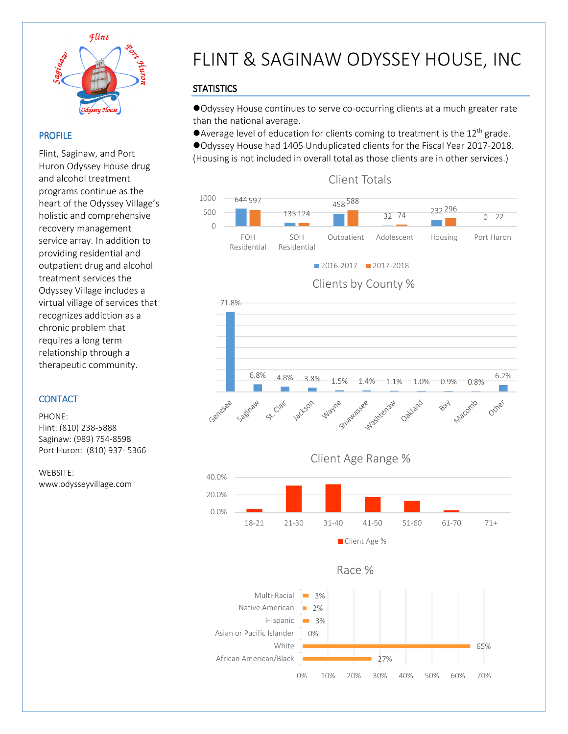# FLINT & SAGINAW ODYSSEY HOUSE, INC

## PROFILE

Flint, Saginaw, and Port Huron Odyssey House drug and alcohol treatment programs continue as the heart of the Odyssey Village's holistic and comprehensive recovery management service array. In addition to providing residential and outpatient drug and alcohol treatment services the Odyssey Village includes a virtual village of services that recognizes addiction as a chronic problem that requires a long term relationship through a therapeutic community.

## CONTACT

PHONE:
Flint: (810) 238-5888
Saginaw: (989) 754-8598
Port Huron: (810) 937- 5366

WEBSITE:
www.odysseyvillage.com

## STATISTICS

- Odyssey House continues to serve co-occurring clients at a much greater rate than the national average.
- Average level of education for clients coming to treatment is the 12th grade.
- Odyssey House had 1405 Unduplicated clients for the Fiscal Year 2017-2018. (Housing is not included in overall total as those clients are in other services.)

### Client Totals

| | 2016-2017 | 2017-2018 |
|---|---|---|
| FOH Residential | 644 | 597 |
| SOH Residential | 135 | 124 |
| Outpatient | 458 | 588 |
| Adolescent | 32 | 74 |
| Housing | 232 | 296 |
| Port Huron | 0 | 22 |

### Clients by County %

| County | % |
|---|---|
| Genesee | 71.8% |
| Saginaw | 6.8% |
| St. Clair | 4.8% |
| Jackson | 3.8% |
| Wayne | 1.5% |
| Shiawassee | 1.4% |
| Washtenaw | 1.1% |
| Oakland | 1.0% |
| Bay | 0.9% |
| Macomb | 0.8% |
| Other | 6.2% |

### Client Age Range %

Age ranges: 18-21, 21-30, 31-40, 41-50, 51-60, 61-70, 71+ (Client Age %)

### Race %

| Race | % |
|---|---|
| Multi-Racial | 3% |
| Native American | 2% |
| Hispanic | 3% |
| Asian or Pacific Islander | 0% |
| White | 65% |
| African American/Black | 27% |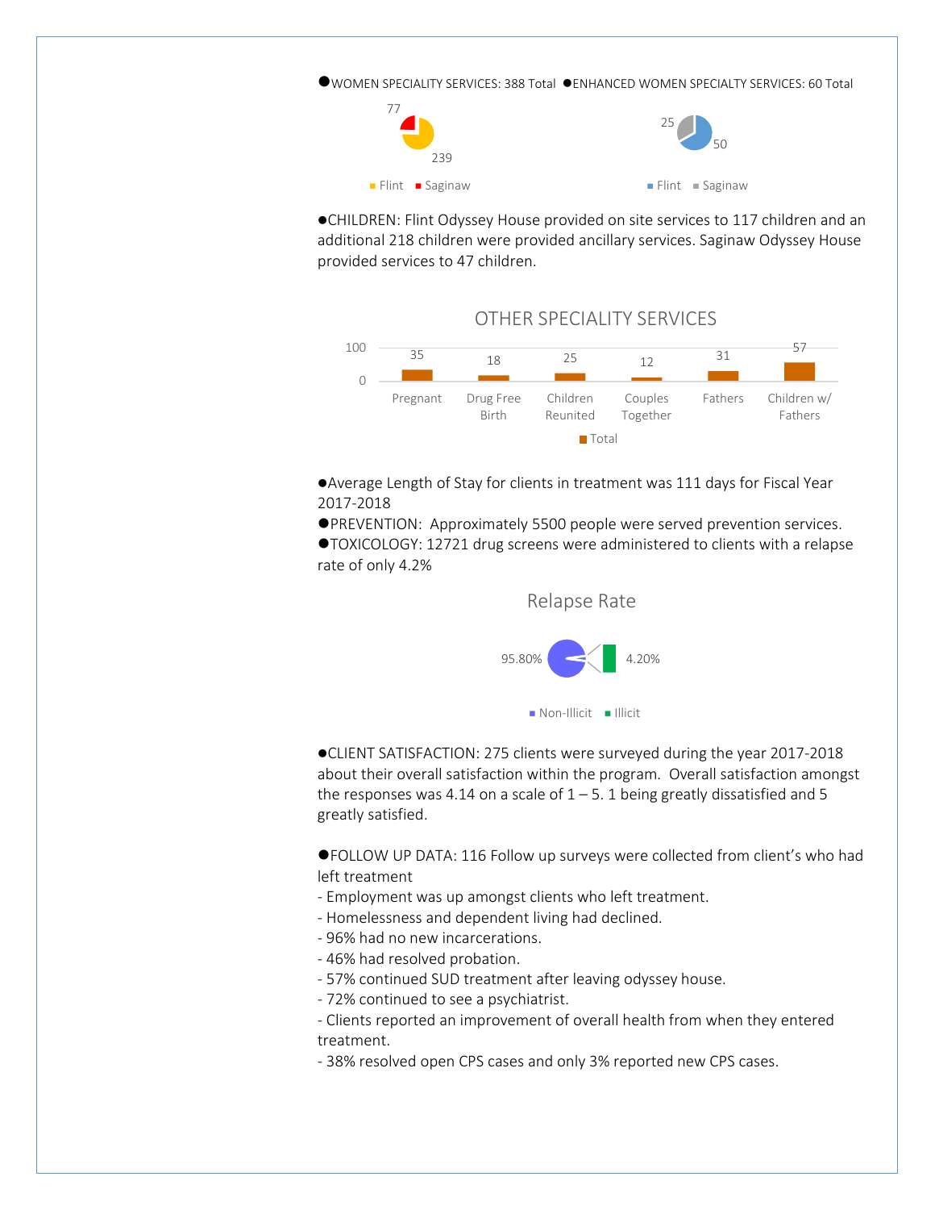●WOMEN SPECIALITY SERVICES: 388 Total ●ENHANCED WOMEN SPECIALTY SERVICES: 60 Total

| Women Speciality Services | Total |
|---|---|
| Flint | 239 |
| Saginaw | 77 |

| Enhanced Women Specialty Services | Total |
|---|---|
| Flint | 50 |
| Saginaw | 25 |

●CHILDREN: Flint Odyssey House provided on site services to 117 children and an additional 218 children were provided ancillary services. Saginaw Odyssey House provided services to 47 children.

OTHER SPECIALITY SERVICES

| | Pregnant | Drug Free Birth | Children Reunited | Couples Together | Fathers | Children w/ Fathers |
|---|---|---|---|---|---|---|
| Total | 35 | 18 | 25 | 12 | 31 | 57 |

●Average Length of Stay for clients in treatment was 111 days for Fiscal Year 2017-2018

●PREVENTION: Approximately 5500 people were served prevention services.

●TOXICOLOGY: 12721 drug screens were administered to clients with a relapse rate of only 4.2%

Relapse Rate

| | Rate |
|---|---|
| Non-Illicit | 95.80% |
| Illicit | 4.20% |

●CLIENT SATISFACTION: 275 clients were surveyed during the year 2017-2018 about their overall satisfaction within the program. Overall satisfaction amongst the responses was 4.14 on a scale of 1 – 5. 1 being greatly dissatisfied and 5 greatly satisfied.

●FOLLOW UP DATA: 116 Follow up surveys were collected from client's who had left treatment

- Employment was up amongst clients who left treatment.
- Homelessness and dependent living had declined.
- 96% had no new incarcerations.
- 46% had resolved probation.
- 57% continued SUD treatment after leaving odyssey house.
- 72% continued to see a psychiatrist.
- Clients reported an improvement of overall health from when they entered treatment.
- 38% resolved open CPS cases and only 3% reported new CPS cases.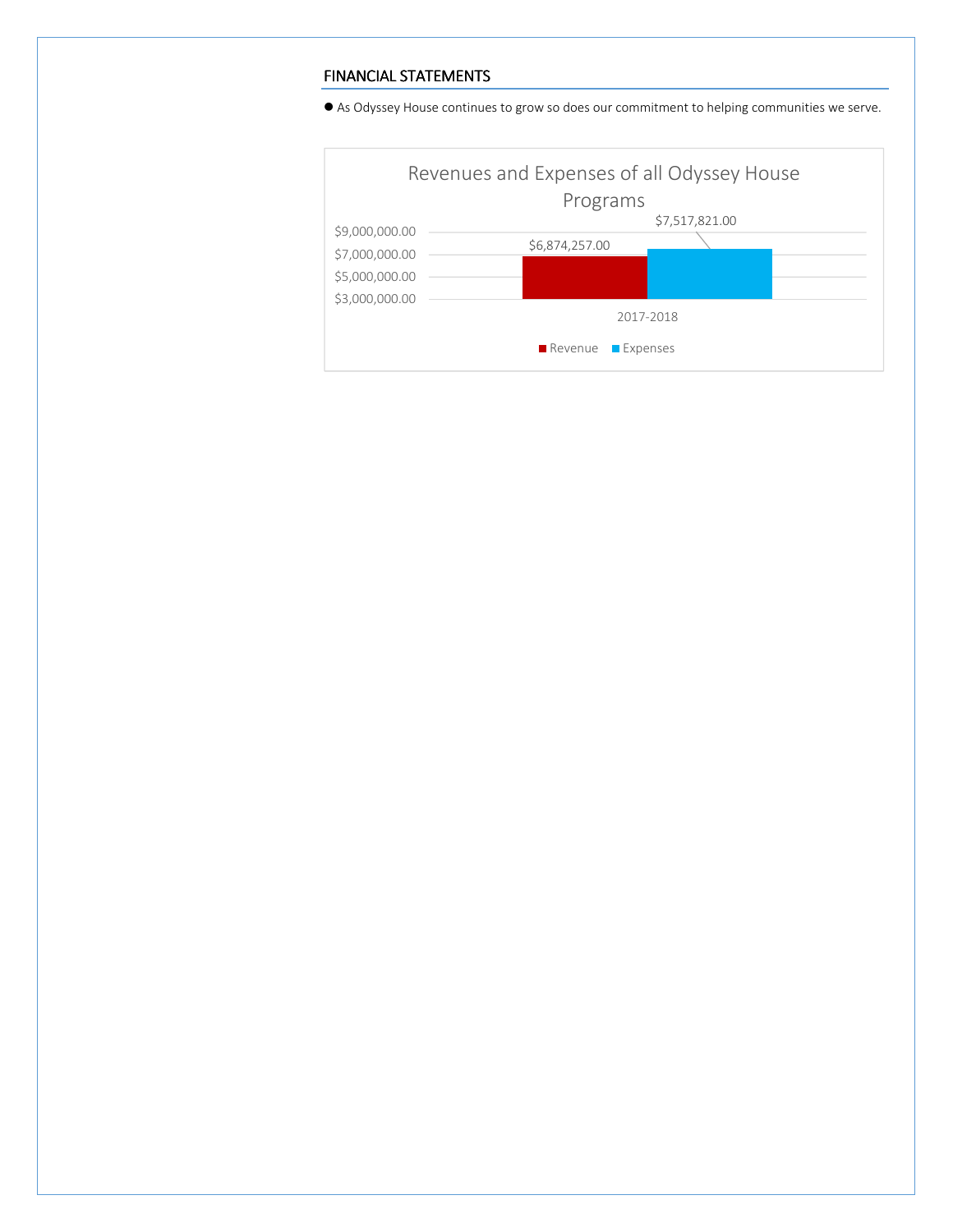## FINANCIAL STATEMENTS

- As Odyssey House continues to grow so does our commitment to helping communities we serve.

Revenues and Expenses of all Odyssey House Programs

$9,000,000.00
$7,000,000.00
$5,000,000.00
$3,000,000.00

$6,874,257.00
$7,517,821.00

2017-2018

Revenue
Expenses